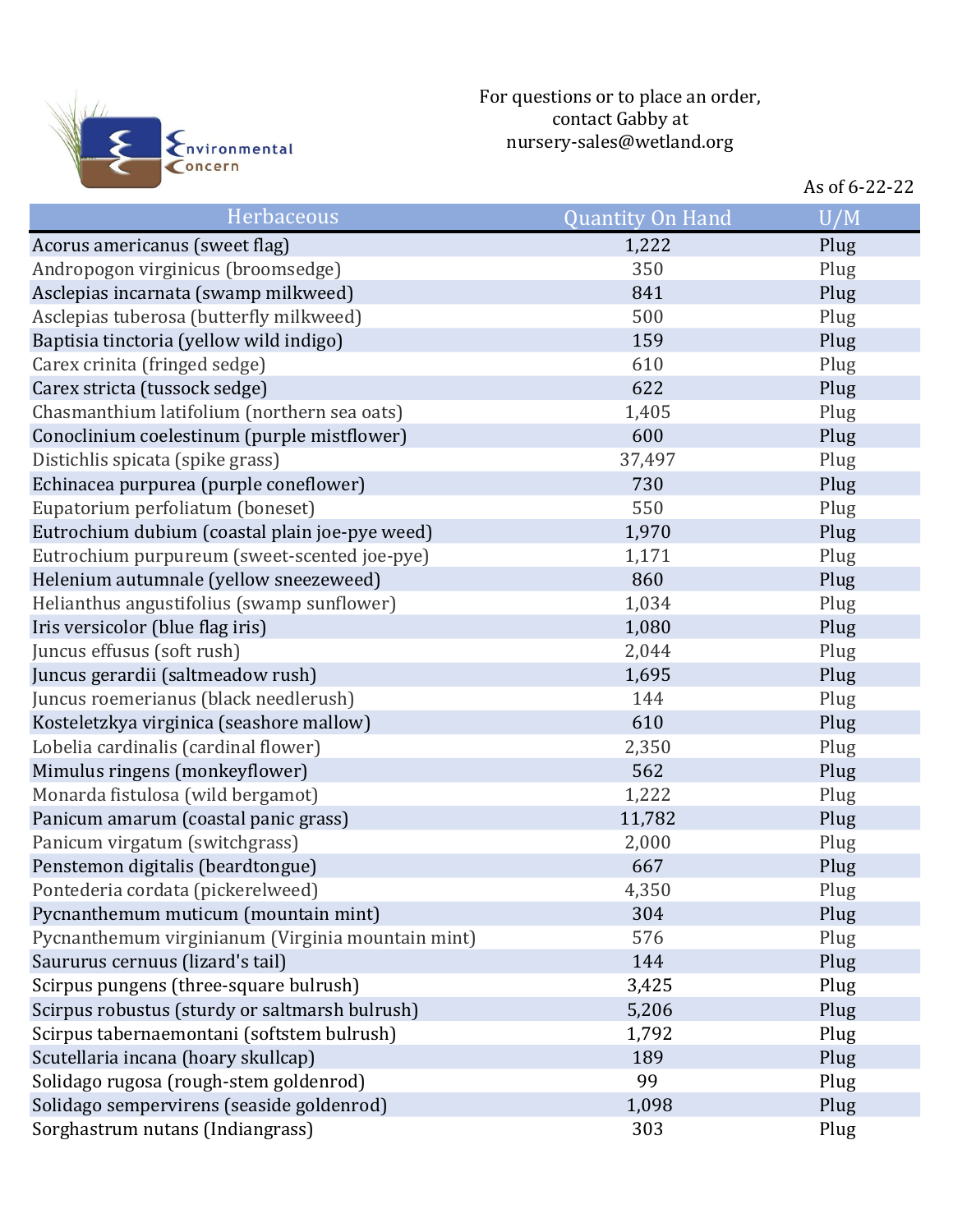Environmental Concern

For questions or to place an order,
contact Gabby at
nursery-sales@wetland.org

As of 6-22-22

| Herbaceous | Quantity On Hand | U/M |
| --- | --- | --- |
| Acorus americanus (sweet flag) | 1,222 | Plug |
| Andropogon virginicus (broomsedge) | 350 | Plug |
| Asclepias incarnata (swamp milkweed) | 841 | Plug |
| Asclepias tuberosa (butterfly milkweed) | 500 | Plug |
| Baptisia tinctoria (yellow wild indigo) | 159 | Plug |
| Carex crinita (fringed sedge) | 610 | Plug |
| Carex stricta (tussock sedge) | 622 | Plug |
| Chasmanthium latifolium (northern sea oats) | 1,405 | Plug |
| Conoclinium coelestinum (purple mistflower) | 600 | Plug |
| Distichlis spicata (spike grass) | 37,497 | Plug |
| Echinacea purpurea (purple coneflower) | 730 | Plug |
| Eupatorium perfoliatum (boneset) | 550 | Plug |
| Eutrochium dubium (coastal plain joe-pye weed) | 1,970 | Plug |
| Eutrochium purpureum (sweet-scented joe-pye) | 1,171 | Plug |
| Helenium autumnale (yellow sneezeweed) | 860 | Plug |
| Helianthus angustifolius (swamp sunflower) | 1,034 | Plug |
| Iris versicolor (blue flag iris) | 1,080 | Plug |
| Juncus effusus (soft rush) | 2,044 | Plug |
| Juncus gerardii (saltmeadow rush) | 1,695 | Plug |
| Juncus roemerianus (black needlerush) | 144 | Plug |
| Kosteletzkya virginica (seashore mallow) | 610 | Plug |
| Lobelia cardinalis (cardinal flower) | 2,350 | Plug |
| Mimulus ringens (monkeyflower) | 562 | Plug |
| Monarda fistulosa (wild bergamot) | 1,222 | Plug |
| Panicum amarum (coastal panic grass) | 11,782 | Plug |
| Panicum virgatum (switchgrass) | 2,000 | Plug |
| Penstemon digitalis (beardtongue) | 667 | Plug |
| Pontederia cordata (pickerelweed) | 4,350 | Plug |
| Pycnanthemum muticum (mountain mint) | 304 | Plug |
| Pycnanthemum virginianum (Virginia mountain mint) | 576 | Plug |
| Saururus cernuus (lizard's tail) | 144 | Plug |
| Scirpus pungens (three-square bulrush) | 3,425 | Plug |
| Scirpus robustus (sturdy or saltmarsh bulrush) | 5,206 | Plug |
| Scirpus tabernaemontani (softstem bulrush) | 1,792 | Plug |
| Scutellaria incana (hoary skullcap) | 189 | Plug |
| Solidago rugosa (rough-stem goldenrod) | 99 | Plug |
| Solidago sempervirens (seaside goldenrod) | 1,098 | Plug |
| Sorghastrum nutans (Indiangrass) | 303 | Plug |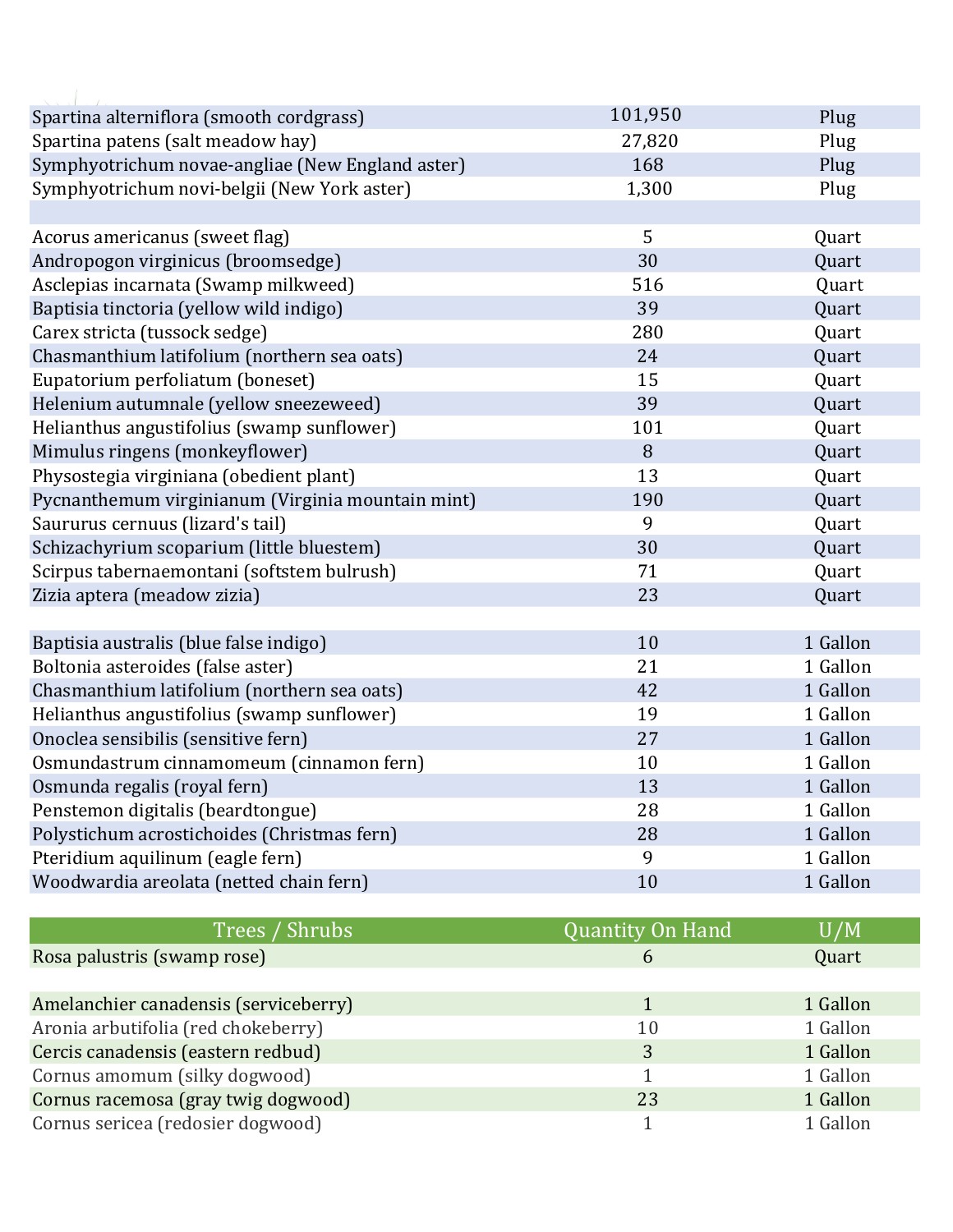| | | |
|---|---|---|
| Spartina alterniflora (smooth cordgrass) | 101,950 | Plug |
| Spartina patens (salt meadow hay) | 27,820 | Plug |
| Symphyotrichum novae-angliae (New England aster) | 168 | Plug |
| Symphyotrichum novi-belgii (New York aster) | 1,300 | Plug |
| | | |
| Acorus americanus (sweet flag) | 5 | Quart |
| Andropogon virginicus (broomsedge) | 30 | Quart |
| Asclepias incarnata (Swamp milkweed) | 516 | Quart |
| Baptisia tinctoria (yellow wild indigo) | 39 | Quart |
| Carex stricta (tussock sedge) | 280 | Quart |
| Chasmanthium latifolium (northern sea oats) | 24 | Quart |
| Eupatorium perfoliatum (boneset) | 15 | Quart |
| Helenium autumnale (yellow sneezeweed) | 39 | Quart |
| Helianthus angustifolius (swamp sunflower) | 101 | Quart |
| Mimulus ringens (monkeyflower) | 8 | Quart |
| Physostegia virginiana (obedient plant) | 13 | Quart |
| Pycnanthemum virginianum (Virginia mountain mint) | 190 | Quart |
| Saururus cernuus (lizard's tail) | 9 | Quart |
| Schizachyrium scoparium (little bluestem) | 30 | Quart |
| Scirpus tabernaemontani (softstem bulrush) | 71 | Quart |
| Zizia aptera (meadow zizia) | 23 | Quart |
| | | |
| Baptisia australis (blue false indigo) | 10 | 1 Gallon |
| Boltonia asteroides (false aster) | 21 | 1 Gallon |
| Chasmanthium latifolium (northern sea oats) | 42 | 1 Gallon |
| Helianthus angustifolius (swamp sunflower) | 19 | 1 Gallon |
| Onoclea sensibilis (sensitive fern) | 27 | 1 Gallon |
| Osmundastrum cinnamomeum (cinnamon fern) | 10 | 1 Gallon |
| Osmunda regalis (royal fern) | 13 | 1 Gallon |
| Penstemon digitalis (beardtongue) | 28 | 1 Gallon |
| Polystichum acrostichoides (Christmas fern) | 28 | 1 Gallon |
| Pteridium aquilinum (eagle fern) | 9 | 1 Gallon |
| Woodwardia areolata (netted chain fern) | 10 | 1 Gallon |

| Trees / Shrubs | Quantity On Hand | U/M |
|---|---|---|
| Rosa palustris (swamp rose) | 6 | Quart |
| | | |
| Amelanchier canadensis (serviceberry) | 1 | 1 Gallon |
| Aronia arbutifolia (red chokeberry) | 10 | 1 Gallon |
| Cercis canadensis (eastern redbud) | 3 | 1 Gallon |
| Cornus amomum (silky dogwood) | 1 | 1 Gallon |
| Cornus racemosa (gray twig dogwood) | 23 | 1 Gallon |
| Cornus sericea (redosier dogwood) | 1 | 1 Gallon |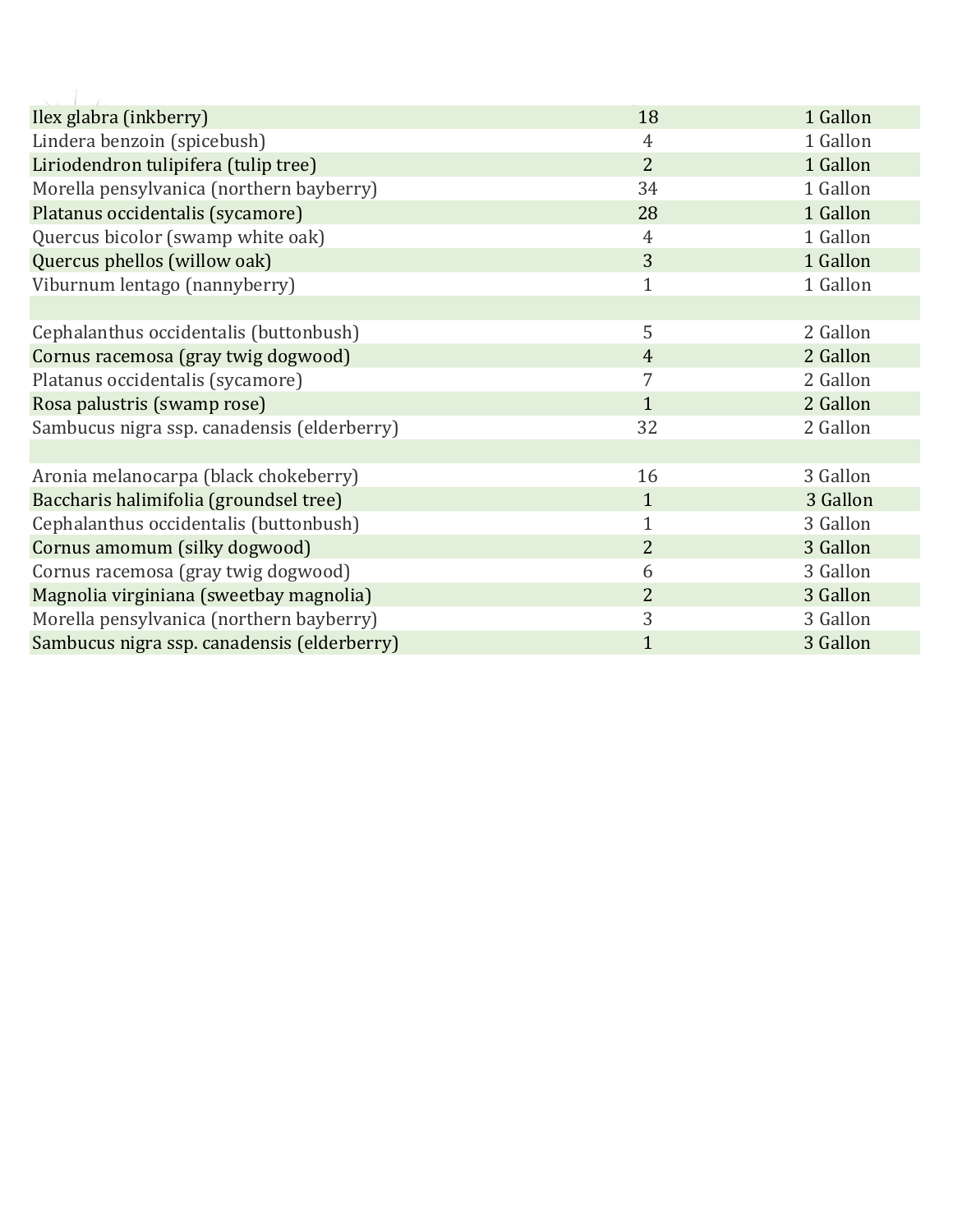| | | |
|---|---|---|
| Ilex glabra (inkberry) | 18 | 1 Gallon |
| Lindera benzoin (spicebush) | 4 | 1 Gallon |
| Liriodendron tulipifera (tulip tree) | 2 | 1 Gallon |
| Morella pensylvanica (northern bayberry) | 34 | 1 Gallon |
| Platanus occidentalis (sycamore) | 28 | 1 Gallon |
| Quercus bicolor (swamp white oak) | 4 | 1 Gallon |
| Quercus phellos (willow oak) | 3 | 1 Gallon |
| Viburnum lentago (nannyberry) | 1 | 1 Gallon |
| | | |
| Cephalanthus occidentalis (buttonbush) | 5 | 2 Gallon |
| Cornus racemosa (gray twig dogwood) | 4 | 2 Gallon |
| Platanus occidentalis (sycamore) | 7 | 2 Gallon |
| Rosa palustris (swamp rose) | 1 | 2 Gallon |
| Sambucus nigra ssp. canadensis (elderberry) | 32 | 2 Gallon |
| | | |
| Aronia melanocarpa (black chokeberry) | 16 | 3 Gallon |
| Baccharis halimifolia (groundsel tree) | 1 | 3 Gallon |
| Cephalanthus occidentalis (buttonbush) | 1 | 3 Gallon |
| Cornus amomum (silky dogwood) | 2 | 3 Gallon |
| Cornus racemosa (gray twig dogwood) | 6 | 3 Gallon |
| Magnolia virginiana (sweetbay magnolia) | 2 | 3 Gallon |
| Morella pensylvanica (northern bayberry) | 3 | 3 Gallon |
| Sambucus nigra ssp. canadensis (elderberry) | 1 | 3 Gallon |